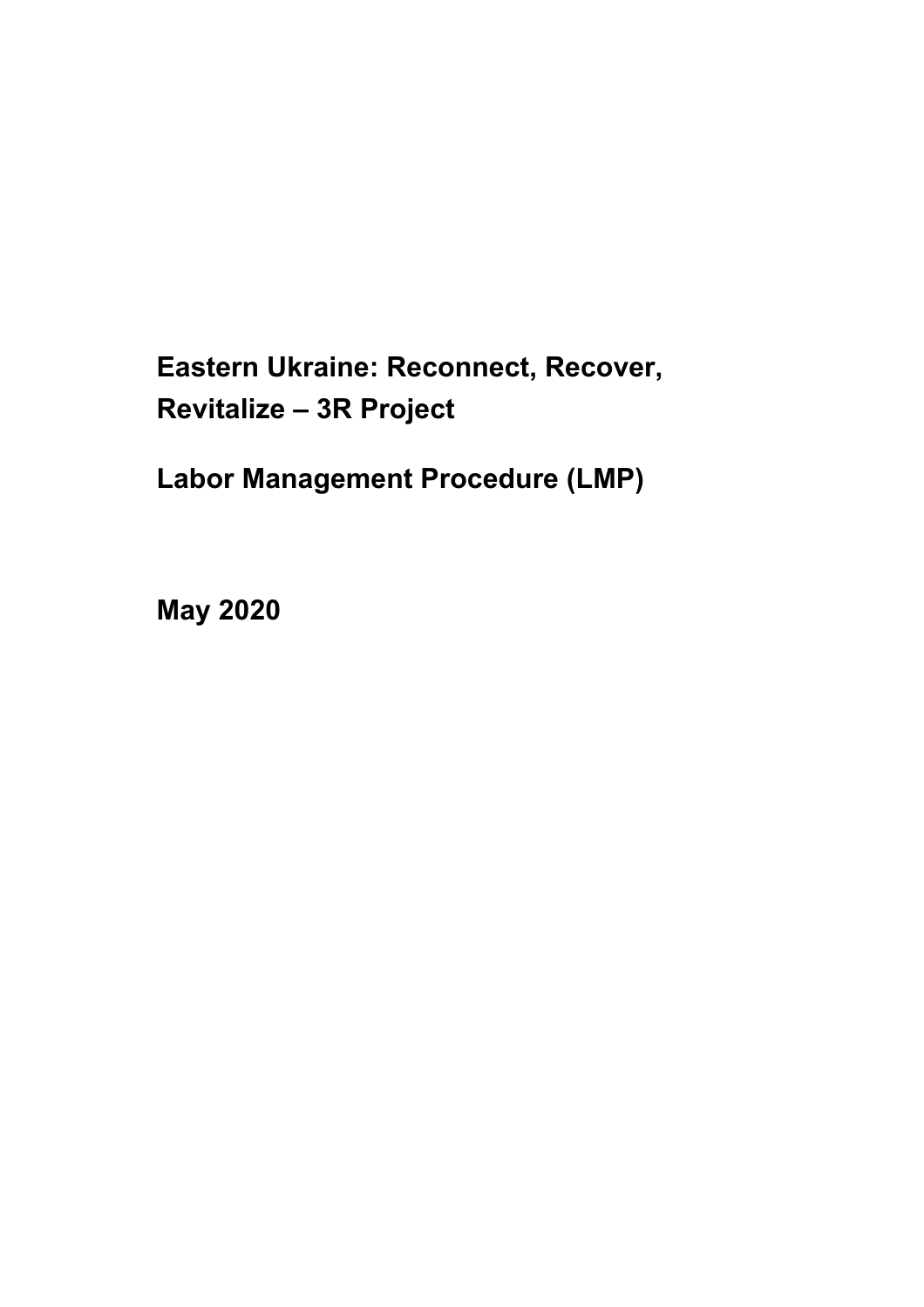# Eastern Ukraine: Reconnect, Recover, Revitalize – 3R Project

# Labor Management Procedure (LMP)

**May 2020**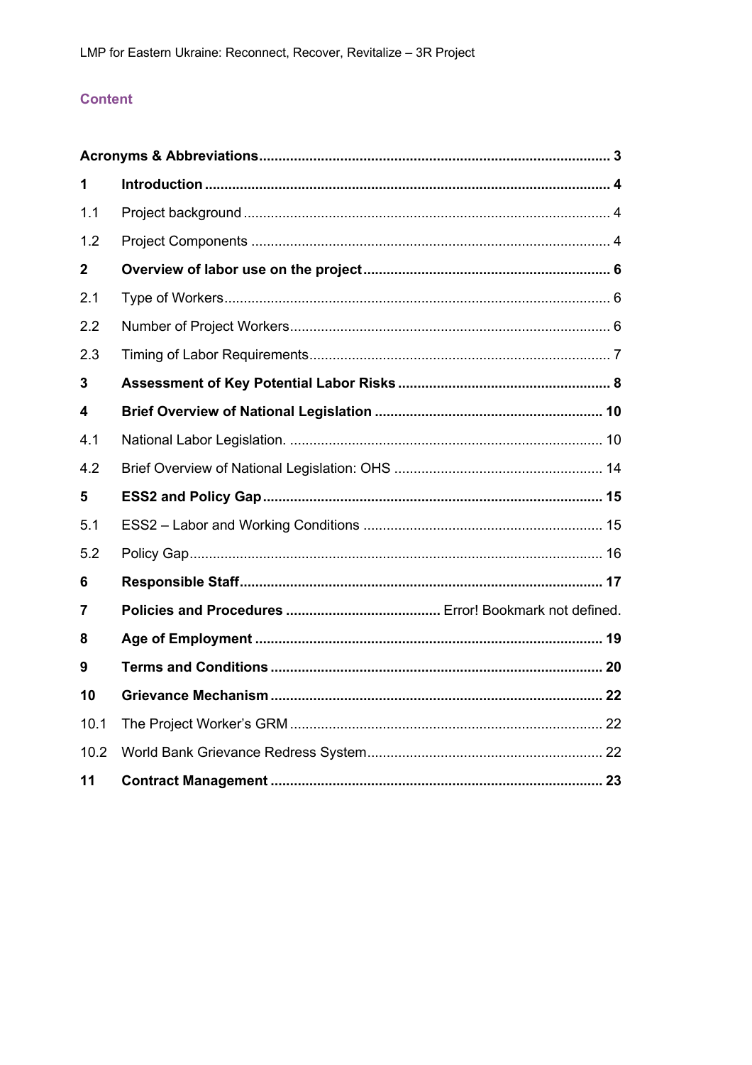## Content

| | | |
|---|---|---|
| **Acronyms & Abbreviations** | | **3** |
| **1** | **Introduction** | **4** |
| 1.1 | Project background | 4 |
| 1.2 | Project Components | 4 |
| **2** | **Overview of labor use on the project** | **6** |
| 2.1 | Type of Workers | 6 |
| 2.2 | Number of Project Workers | 6 |
| 2.3 | Timing of Labor Requirements | 7 |
| **3** | **Assessment of Key Potential Labor Risks** | **8** |
| **4** | **Brief Overview of National Legislation** | **10** |
| 4.1 | National Labor Legislation. | 10 |
| 4.2 | Brief Overview of National Legislation: OHS | 14 |
| **5** | **ESS2 and Policy Gap** | **15** |
| 5.1 | ESS2 – Labor and Working Conditions | 15 |
| 5.2 | Policy Gap | 16 |
| **6** | **Responsible Staff** | **17** |
| **7** | **Policies and Procedures** | Error! Bookmark not defined. |
| **8** | **Age of Employment** | **19** |
| **9** | **Terms and Conditions** | **20** |
| **10** | **Grievance Mechanism** | **22** |
| 10.1 | The Project Worker's GRM | 22 |
| 10.2 | World Bank Grievance Redress System | 22 |
| **11** | **Contract Management** | **23** |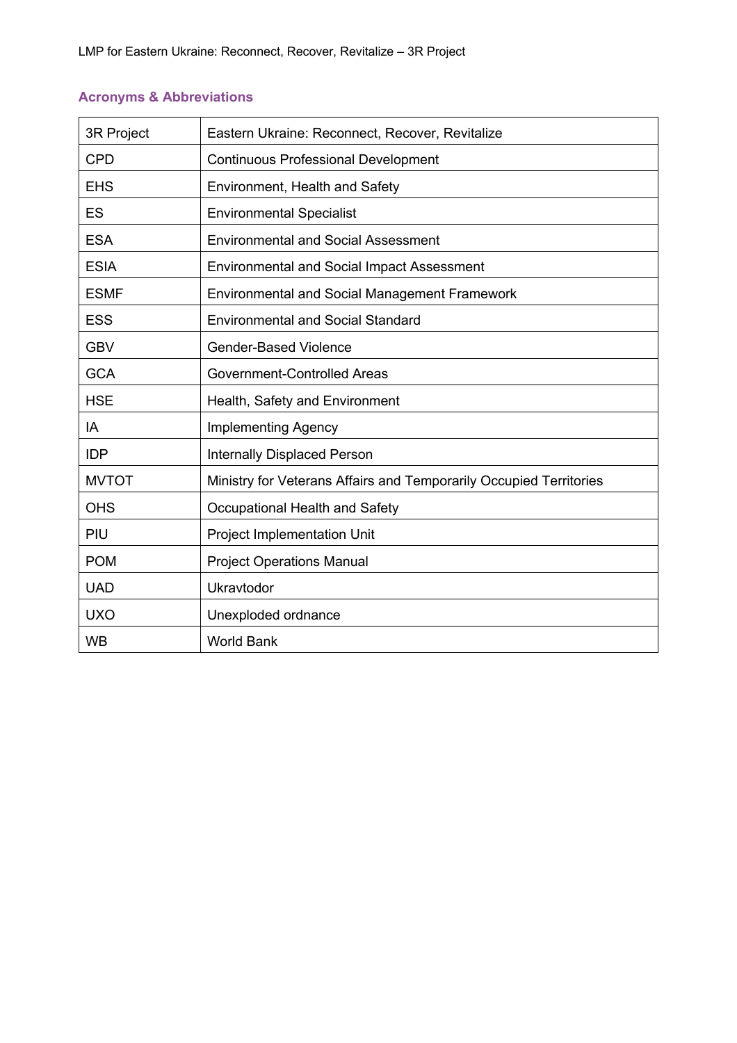## Acronyms & Abbreviations

| | |
|---|---|
| 3R Project | Eastern Ukraine: Reconnect, Recover, Revitalize |
| CPD | Continuous Professional Development |
| EHS | Environment, Health and Safety |
| ES | Environmental Specialist |
| ESA | Environmental and Social Assessment |
| ESIA | Environmental and Social Impact Assessment |
| ESMF | Environmental and Social Management Framework |
| ESS | Environmental and Social Standard |
| GBV | Gender-Based Violence |
| GCA | Government-Controlled Areas |
| HSE | Health, Safety and Environment |
| IA | Implementing Agency |
| IDP | Internally Displaced Person |
| MVTOT | Ministry for Veterans Affairs and Temporarily Occupied Territories |
| OHS | Occupational Health and Safety |
| PIU | Project Implementation Unit |
| POM | Project Operations Manual |
| UAD | Ukravtodor |
| UXO | Unexploded ordnance |
| WB | World Bank |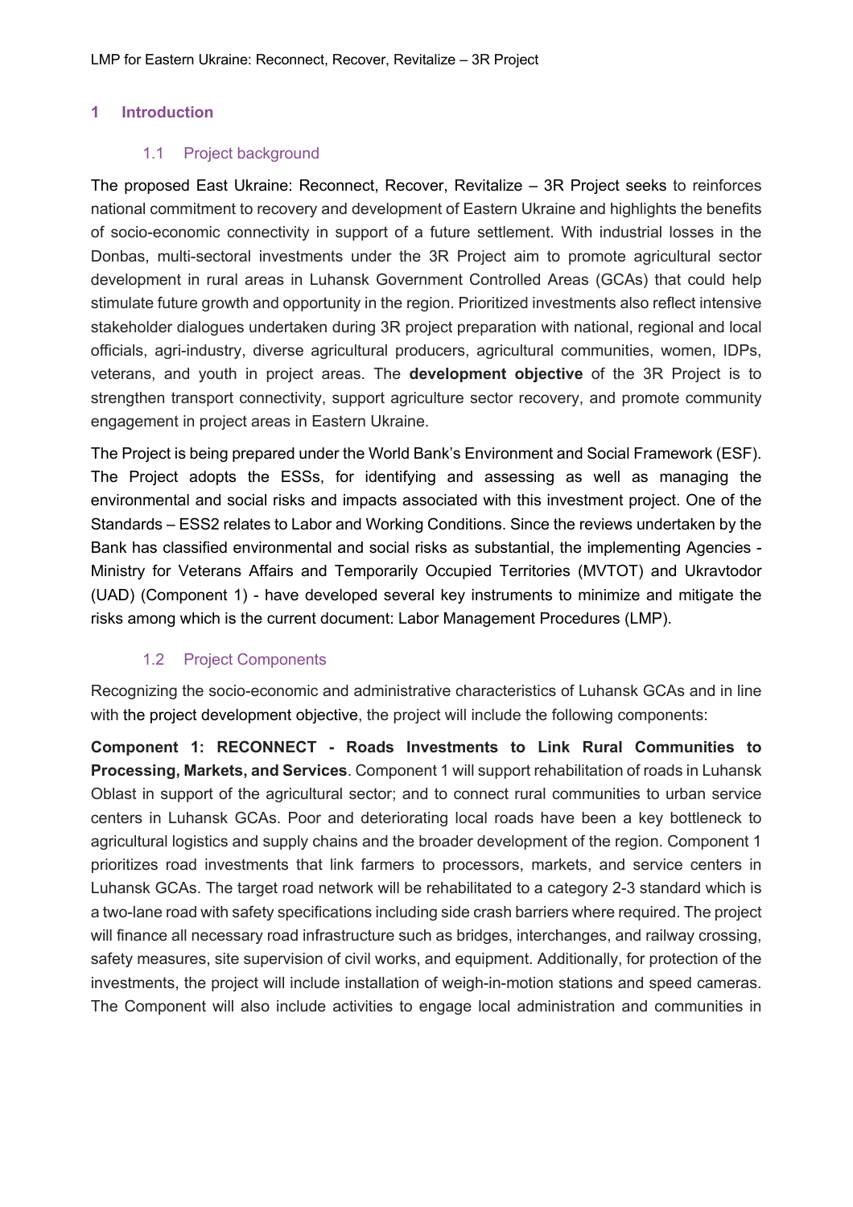# 1 Introduction

## 1.1 Project background

The proposed East Ukraine: Reconnect, Recover, Revitalize – 3R Project seeks to reinforces national commitment to recovery and development of Eastern Ukraine and highlights the benefits of socio-economic connectivity in support of a future settlement. With industrial losses in the Donbas, multi-sectoral investments under the 3R Project aim to promote agricultural sector development in rural areas in Luhansk Government Controlled Areas (GCAs) that could help stimulate future growth and opportunity in the region. Prioritized investments also reflect intensive stakeholder dialogues undertaken during 3R project preparation with national, regional and local officials, agri-industry, diverse agricultural producers, agricultural communities, women, IDPs, veterans, and youth in project areas. The **development objective** of the 3R Project is to strengthen transport connectivity, support agriculture sector recovery, and promote community engagement in project areas in Eastern Ukraine.

The Project is being prepared under the World Bank's Environment and Social Framework (ESF). The Project adopts the ESSs, for identifying and assessing as well as managing the environmental and social risks and impacts associated with this investment project. One of the Standards – ESS2 relates to Labor and Working Conditions. Since the reviews undertaken by the Bank has classified environmental and social risks as substantial, the implementing Agencies - Ministry for Veterans Affairs and Temporarily Occupied Territories (MVTOT) and Ukravtodor (UAD) (Component 1) - have developed several key instruments to minimize and mitigate the risks among which is the current document: Labor Management Procedures (LMP).

## 1.2 Project Components

Recognizing the socio-economic and administrative characteristics of Luhansk GCAs and in line with the project development objective, the project will include the following components:

**Component 1: RECONNECT - Roads Investments to Link Rural Communities to Processing, Markets, and Services**. Component 1 will support rehabilitation of roads in Luhansk Oblast in support of the agricultural sector; and to connect rural communities to urban service centers in Luhansk GCAs. Poor and deteriorating local roads have been a key bottleneck to agricultural logistics and supply chains and the broader development of the region. Component 1 prioritizes road investments that link farmers to processors, markets, and service centers in Luhansk GCAs. The target road network will be rehabilitated to a category 2-3 standard which is a two-lane road with safety specifications including side crash barriers where required. The project will finance all necessary road infrastructure such as bridges, interchanges, and railway crossing, safety measures, site supervision of civil works, and equipment. Additionally, for protection of the investments, the project will include installation of weigh-in-motion stations and speed cameras. The Component will also include activities to engage local administration and communities in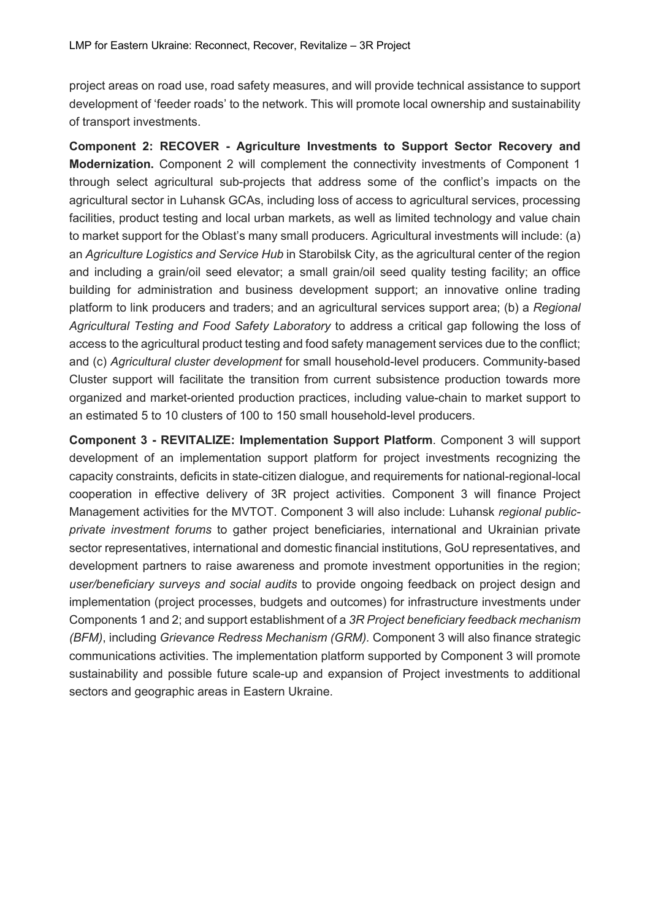project areas on road use, road safety measures, and will provide technical assistance to support development of 'feeder roads' to the network. This will promote local ownership and sustainability of transport investments.

**Component 2: RECOVER - Agriculture Investments to Support Sector Recovery and Modernization.** Component 2 will complement the connectivity investments of Component 1 through select agricultural sub-projects that address some of the conflict's impacts on the agricultural sector in Luhansk GCAs, including loss of access to agricultural services, processing facilities, product testing and local urban markets, as well as limited technology and value chain to market support for the Oblast's many small producers. Agricultural investments will include: (a) an *Agriculture Logistics and Service Hub* in Starobilsk City, as the agricultural center of the region and including a grain/oil seed elevator; a small grain/oil seed quality testing facility; an office building for administration and business development support; an innovative online trading platform to link producers and traders; and an agricultural services support area; (b) a *Regional Agricultural Testing and Food Safety Laboratory* to address a critical gap following the loss of access to the agricultural product testing and food safety management services due to the conflict; and (c) *Agricultural cluster development* for small household-level producers. Community-based Cluster support will facilitate the transition from current subsistence production towards more organized and market-oriented production practices, including value-chain to market support to an estimated 5 to 10 clusters of 100 to 150 small household-level producers.

**Component 3 - REVITALIZE: Implementation Support Platform**. Component 3 will support development of an implementation support platform for project investments recognizing the capacity constraints, deficits in state-citizen dialogue, and requirements for national-regional-local cooperation in effective delivery of 3R project activities. Component 3 will finance Project Management activities for the MVTOT. Component 3 will also include: Luhansk *regional public-private investment forums* to gather project beneficiaries, international and Ukrainian private sector representatives, international and domestic financial institutions, GoU representatives, and development partners to raise awareness and promote investment opportunities in the region; *user/beneficiary surveys and social audits* to provide ongoing feedback on project design and implementation (project processes, budgets and outcomes) for infrastructure investments under Components 1 and 2; and support establishment of a *3R Project beneficiary feedback mechanism (BFM)*, including *Grievance Redress Mechanism (GRM).* Component 3 will also finance strategic communications activities. The implementation platform supported by Component 3 will promote sustainability and possible future scale-up and expansion of Project investments to additional sectors and geographic areas in Eastern Ukraine.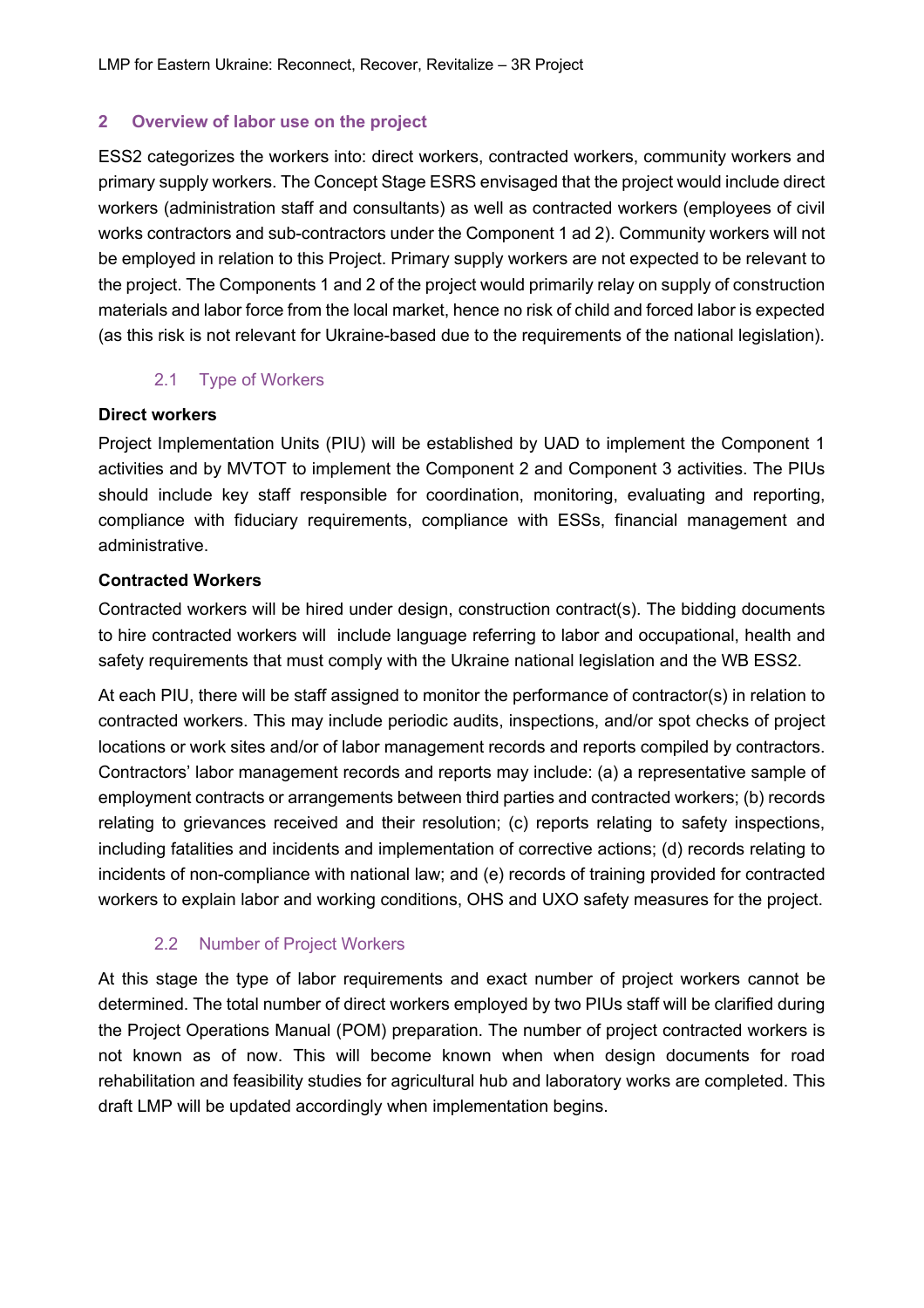## 2 Overview of labor use on the project

ESS2 categorizes the workers into: direct workers, contracted workers, community workers and primary supply workers. The Concept Stage ESRS envisaged that the project would include direct workers (administration staff and consultants) as well as contracted workers (employees of civil works contractors and sub-contractors under the Component 1 ad 2). Community workers will not be employed in relation to this Project. Primary supply workers are not expected to be relevant to the project. The Components 1 and 2 of the project would primarily relay on supply of construction materials and labor force from the local market, hence no risk of child and forced labor is expected (as this risk is not relevant for Ukraine-based due to the requirements of the national legislation).

### 2.1 Type of Workers

**Direct workers**

Project Implementation Units (PIU) will be established by UAD to implement the Component 1 activities and by MVTOT to implement the Component 2 and Component 3 activities. The PIUs should include key staff responsible for coordination, monitoring, evaluating and reporting, compliance with fiduciary requirements, compliance with ESSs, financial management and administrative.

**Contracted Workers**

Contracted workers will be hired under design, construction contract(s). The bidding documents to hire contracted workers will include language referring to labor and occupational, health and safety requirements that must comply with the Ukraine national legislation and the WB ESS2.

At each PIU, there will be staff assigned to monitor the performance of contractor(s) in relation to contracted workers. This may include periodic audits, inspections, and/or spot checks of project locations or work sites and/or of labor management records and reports compiled by contractors. Contractors' labor management records and reports may include: (a) a representative sample of employment contracts or arrangements between third parties and contracted workers; (b) records relating to grievances received and their resolution; (c) reports relating to safety inspections, including fatalities and incidents and implementation of corrective actions; (d) records relating to incidents of non-compliance with national law; and (e) records of training provided for contracted workers to explain labor and working conditions, OHS and UXO safety measures for the project.

### 2.2 Number of Project Workers

At this stage the type of labor requirements and exact number of project workers cannot be determined. The total number of direct workers employed by two PIUs staff will be clarified during the Project Operations Manual (POM) preparation. The number of project contracted workers is not known as of now. This will become known when when design documents for road rehabilitation and feasibility studies for agricultural hub and laboratory works are completed. This draft LMP will be updated accordingly when implementation begins.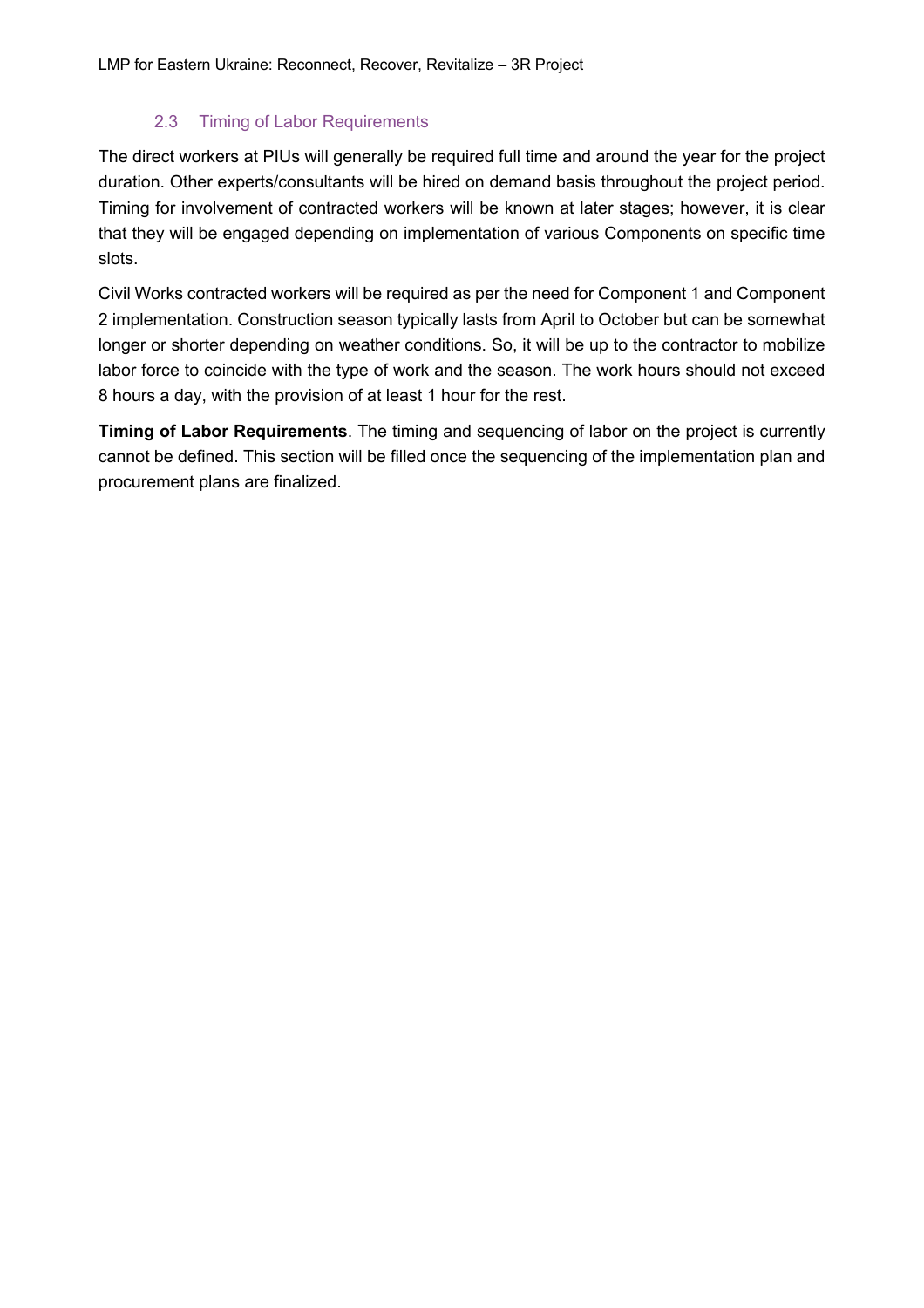### 2.3 Timing of Labor Requirements

The direct workers at PIUs will generally be required full time and around the year for the project duration. Other experts/consultants will be hired on demand basis throughout the project period. Timing for involvement of contracted workers will be known at later stages; however, it is clear that they will be engaged depending on implementation of various Components on specific time slots.

Civil Works contracted workers will be required as per the need for Component 1 and Component 2 implementation. Construction season typically lasts from April to October but can be somewhat longer or shorter depending on weather conditions. So, it will be up to the contractor to mobilize labor force to coincide with the type of work and the season. The work hours should not exceed 8 hours a day, with the provision of at least 1 hour for the rest.

**Timing of Labor Requirements**. The timing and sequencing of labor on the project is currently cannot be defined. This section will be filled once the sequencing of the implementation plan and procurement plans are finalized.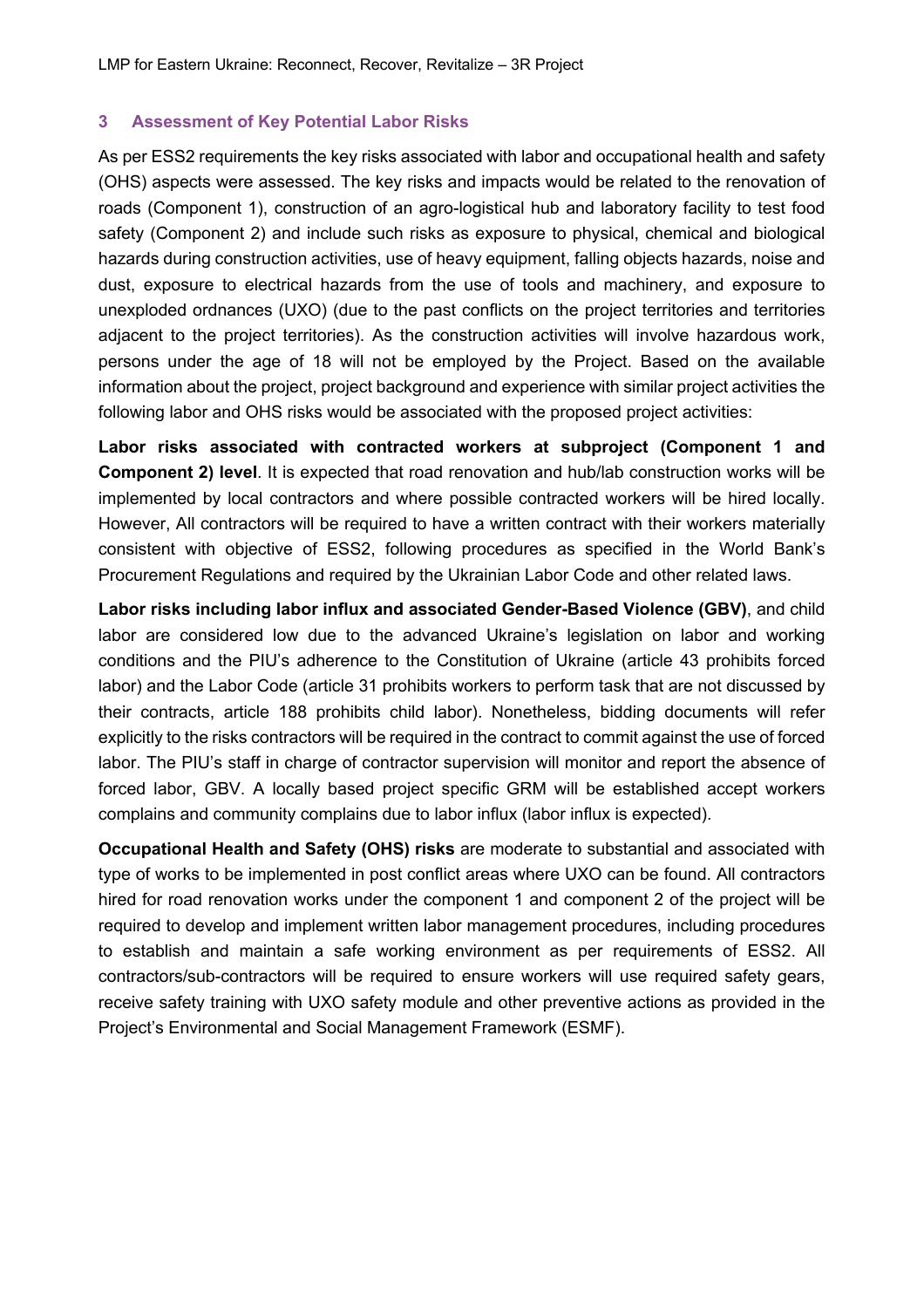## 3 Assessment of Key Potential Labor Risks

As per ESS2 requirements the key risks associated with labor and occupational health and safety (OHS) aspects were assessed. The key risks and impacts would be related to the renovation of roads (Component 1), construction of an agro-logistical hub and laboratory facility to test food safety (Component 2) and include such risks as exposure to physical, chemical and biological hazards during construction activities, use of heavy equipment, falling objects hazards, noise and dust, exposure to electrical hazards from the use of tools and machinery, and exposure to unexploded ordnances (UXO) (due to the past conflicts on the project territories and territories adjacent to the project territories). As the construction activities will involve hazardous work, persons under the age of 18 will not be employed by the Project. Based on the available information about the project, project background and experience with similar project activities the following labor and OHS risks would be associated with the proposed project activities:

**Labor risks associated with contracted workers at subproject (Component 1 and Component 2) level**. It is expected that road renovation and hub/lab construction works will be implemented by local contractors and where possible contracted workers will be hired locally. However, All contractors will be required to have a written contract with their workers materially consistent with objective of ESS2, following procedures as specified in the World Bank's Procurement Regulations and required by the Ukrainian Labor Code and other related laws.

**Labor risks including labor influx and associated Gender-Based Violence (GBV)**, and child labor are considered low due to the advanced Ukraine's legislation on labor and working conditions and the PIU's adherence to the Constitution of Ukraine (article 43 prohibits forced labor) and the Labor Code (article 31 prohibits workers to perform task that are not discussed by their contracts, article 188 prohibits child labor). Nonetheless, bidding documents will refer explicitly to the risks contractors will be required in the contract to commit against the use of forced labor. The PIU's staff in charge of contractor supervision will monitor and report the absence of forced labor, GBV. A locally based project specific GRM will be established accept workers complains and community complains due to labor influx (labor influx is expected).

**Occupational Health and Safety (OHS) risks** are moderate to substantial and associated with type of works to be implemented in post conflict areas where UXO can be found. All contractors hired for road renovation works under the component 1 and component 2 of the project will be required to develop and implement written labor management procedures, including procedures to establish and maintain a safe working environment as per requirements of ESS2. All contractors/sub-contractors will be required to ensure workers will use required safety gears, receive safety training with UXO safety module and other preventive actions as provided in the Project's Environmental and Social Management Framework (ESMF).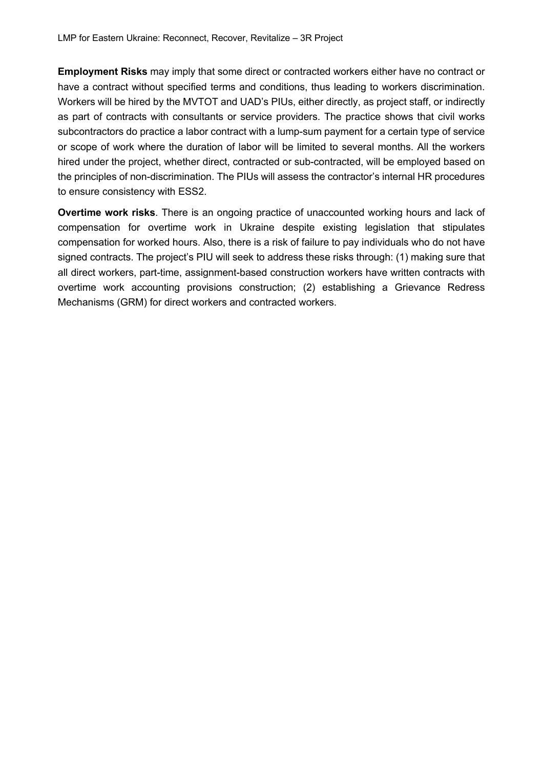**Employment Risks** may imply that some direct or contracted workers either have no contract or have a contract without specified terms and conditions, thus leading to workers discrimination. Workers will be hired by the MVTOT and UAD's PIUs, either directly, as project staff, or indirectly as part of contracts with consultants or service providers. The practice shows that civil works subcontractors do practice a labor contract with a lump-sum payment for a certain type of service or scope of work where the duration of labor will be limited to several months. All the workers hired under the project, whether direct, contracted or sub-contracted, will be employed based on the principles of non-discrimination. The PIUs will assess the contractor's internal HR procedures to ensure consistency with ESS2.

**Overtime work risks**. There is an ongoing practice of unaccounted working hours and lack of compensation for overtime work in Ukraine despite existing legislation that stipulates compensation for worked hours. Also, there is a risk of failure to pay individuals who do not have signed contracts. The project's PIU will seek to address these risks through: (1) making sure that all direct workers, part-time, assignment-based construction workers have written contracts with overtime work accounting provisions construction; (2) establishing a Grievance Redress Mechanisms (GRM) for direct workers and contracted workers.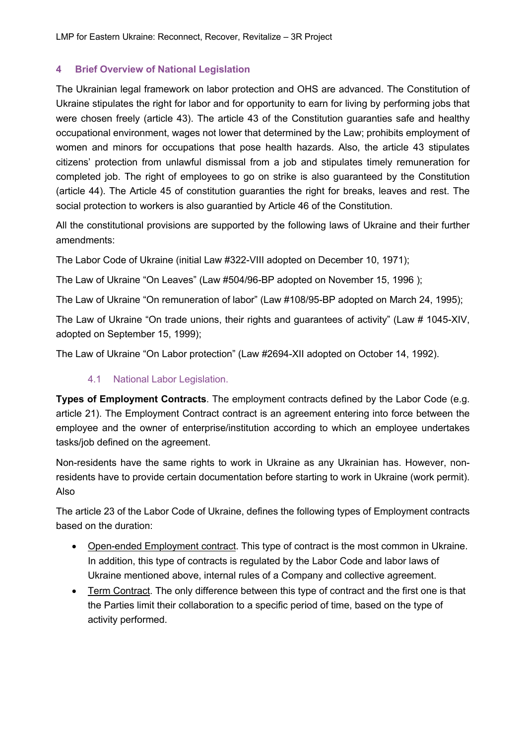## 4 Brief Overview of National Legislation

The Ukrainian legal framework on labor protection and OHS are advanced. The Constitution of Ukraine stipulates the right for labor and for opportunity to earn for living by performing jobs that were chosen freely (article 43). The article 43 of the Constitution guaranties safe and healthy occupational environment, wages not lower that determined by the Law; prohibits employment of women and minors for occupations that pose health hazards. Also, the article 43 stipulates citizens' protection from unlawful dismissal from a job and stipulates timely remuneration for completed job. The right of employees to go on strike is also guaranteed by the Constitution (article 44). The Article 45 of constitution guaranties the right for breaks, leaves and rest. The social protection to workers is also guarantied by Article 46 of the Constitution.

All the constitutional provisions are supported by the following laws of Ukraine and their further amendments:

The Labor Code of Ukraine (initial Law #322-VIII adopted on December 10, 1971);

The Law of Ukraine "On Leaves" (Law #504/96-BP adopted on November 15, 1996 );

The Law of Ukraine "On remuneration of labor" (Law #108/95-BP adopted on March 24, 1995);

The Law of Ukraine "On trade unions, their rights and guarantees of activity" (Law # 1045-XIV, adopted on September 15, 1999);

The Law of Ukraine "On Labor protection" (Law #2694-XII adopted on October 14, 1992).

### 4.1 National Labor Legislation.

**Types of Employment Contracts**. The employment contracts defined by the Labor Code (e.g. article 21). The Employment Contract contract is an agreement entering into force between the employee and the owner of enterprise/institution according to which an employee undertakes tasks/job defined on the agreement.

Non-residents have the same rights to work in Ukraine as any Ukrainian has. However, non-residents have to provide certain documentation before starting to work in Ukraine (work permit). Also

The article 23 of the Labor Code of Ukraine, defines the following types of Employment contracts based on the duration:

- Open-ended Employment contract. This type of contract is the most common in Ukraine. In addition, this type of contracts is regulated by the Labor Code and labor laws of Ukraine mentioned above, internal rules of a Company and collective agreement.
- Term Contract. The only difference between this type of contract and the first one is that the Parties limit their collaboration to a specific period of time, based on the type of activity performed.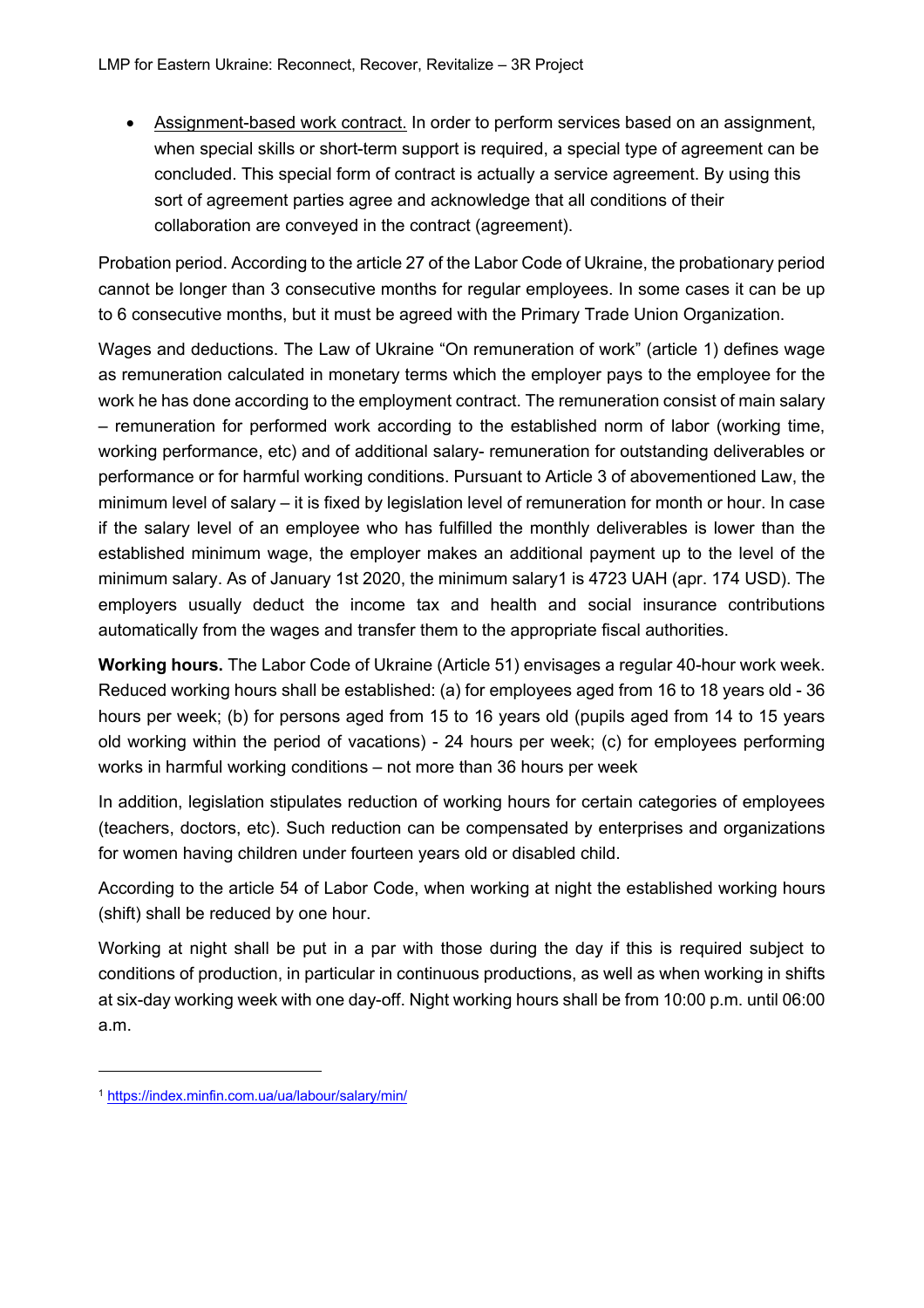- Assignment-based work contract. In order to perform services based on an assignment, when special skills or short-term support is required, a special type of agreement can be concluded. This special form of contract is actually a service agreement. By using this sort of agreement parties agree and acknowledge that all conditions of their collaboration are conveyed in the contract (agreement).

Probation period. According to the article 27 of the Labor Code of Ukraine, the probationary period cannot be longer than 3 consecutive months for regular employees. In some cases it can be up to 6 consecutive months, but it must be agreed with the Primary Trade Union Organization.

Wages and deductions. The Law of Ukraine "On remuneration of work" (article 1) defines wage as remuneration calculated in monetary terms which the employer pays to the employee for the work he has done according to the employment contract. The remuneration consist of main salary – remuneration for performed work according to the established norm of labor (working time, working performance, etc) and of additional salary- remuneration for outstanding deliverables or performance or for harmful working conditions. Pursuant to Article 3 of abovementioned Law, the minimum level of salary – it is fixed by legislation level of remuneration for month or hour. In case if the salary level of an employee who has fulfilled the monthly deliverables is lower than the established minimum wage, the employer makes an additional payment up to the level of the minimum salary. As of January 1st 2020, the minimum salary[1] is 4723 UAH (apr. 174 USD). The employers usually deduct the income tax and health and social insurance contributions automatically from the wages and transfer them to the appropriate fiscal authorities.

**Working hours.** The Labor Code of Ukraine (Article 51) envisages a regular 40-hour work week. Reduced working hours shall be established: (a) for employees aged from 16 to 18 years old - 36 hours per week; (b) for persons aged from 15 to 16 years old (pupils aged from 14 to 15 years old working within the period of vacations) - 24 hours per week; (c) for employees performing works in harmful working conditions – not more than 36 hours per week

In addition, legislation stipulates reduction of working hours for certain categories of employees (teachers, doctors, etc). Such reduction can be compensated by enterprises and organizations for women having children under fourteen years old or disabled child.

According to the article 54 of Labor Code, when working at night the established working hours (shift) shall be reduced by one hour.

Working at night shall be put in a par with those during the day if this is required subject to conditions of production, in particular in continuous productions, as well as when working in shifts at six-day working week with one day-off. Night working hours shall be from 10:00 p.m. until 06:00 a.m.

---

[1] https://index.minfin.com.ua/ua/labour/salary/min/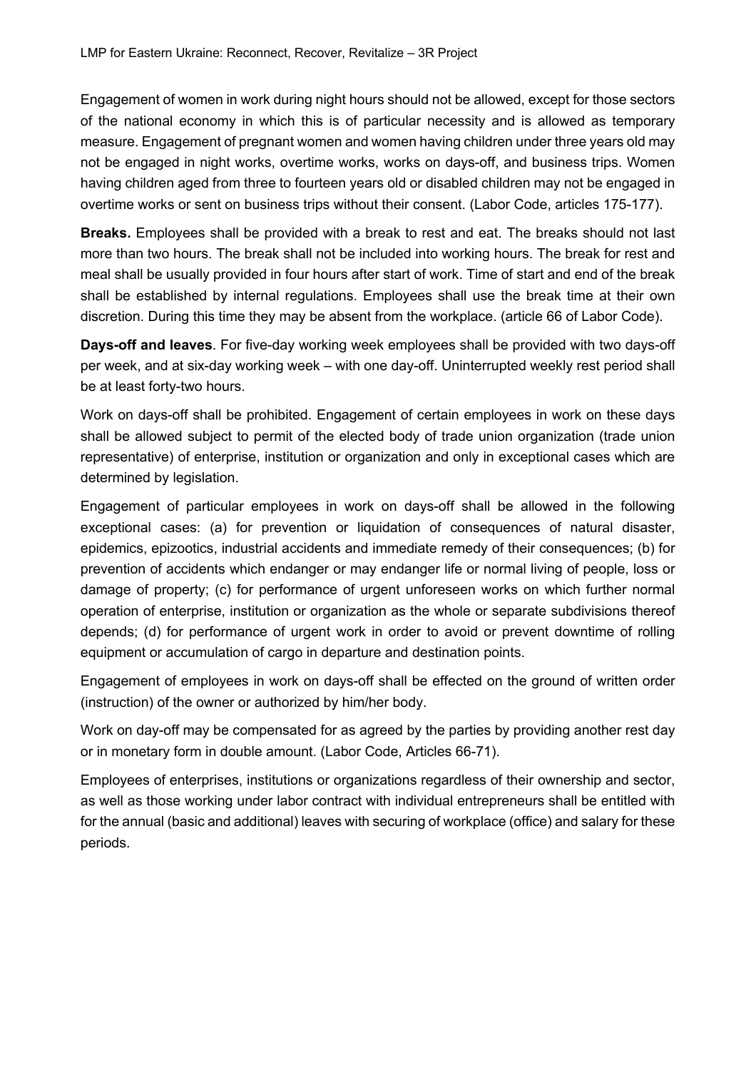Engagement of women in work during night hours should not be allowed, except for those sectors of the national economy in which this is of particular necessity and is allowed as temporary measure. Engagement of pregnant women and women having children under three years old may not be engaged in night works, overtime works, works on days-off, and business trips. Women having children aged from three to fourteen years old or disabled children may not be engaged in overtime works or sent on business trips without their consent. (Labor Code, articles 175-177).

**Breaks.** Employees shall be provided with a break to rest and eat. The breaks should not last more than two hours. The break shall not be included into working hours. The break for rest and meal shall be usually provided in four hours after start of work. Time of start and end of the break shall be established by internal regulations. Employees shall use the break time at their own discretion. During this time they may be absent from the workplace. (article 66 of Labor Code).

**Days-off and leaves**. For five-day working week employees shall be provided with two days-off per week, and at six-day working week – with one day-off. Uninterrupted weekly rest period shall be at least forty-two hours.

Work on days-off shall be prohibited. Engagement of certain employees in work on these days shall be allowed subject to permit of the elected body of trade union organization (trade union representative) of enterprise, institution or organization and only in exceptional cases which are determined by legislation.

Engagement of particular employees in work on days-off shall be allowed in the following exceptional cases: (a) for prevention or liquidation of consequences of natural disaster, epidemics, epizootics, industrial accidents and immediate remedy of their consequences; (b) for prevention of accidents which endanger or may endanger life or normal living of people, loss or damage of property; (c) for performance of urgent unforeseen works on which further normal operation of enterprise, institution or organization as the whole or separate subdivisions thereof depends; (d) for performance of urgent work in order to avoid or prevent downtime of rolling equipment or accumulation of cargo in departure and destination points.

Engagement of employees in work on days-off shall be effected on the ground of written order (instruction) of the owner or authorized by him/her body.

Work on day-off may be compensated for as agreed by the parties by providing another rest day or in monetary form in double amount. (Labor Code, Articles 66-71).

Employees of enterprises, institutions or organizations regardless of their ownership and sector, as well as those working under labor contract with individual entrepreneurs shall be entitled with for the annual (basic and additional) leaves with securing of workplace (office) and salary for these periods.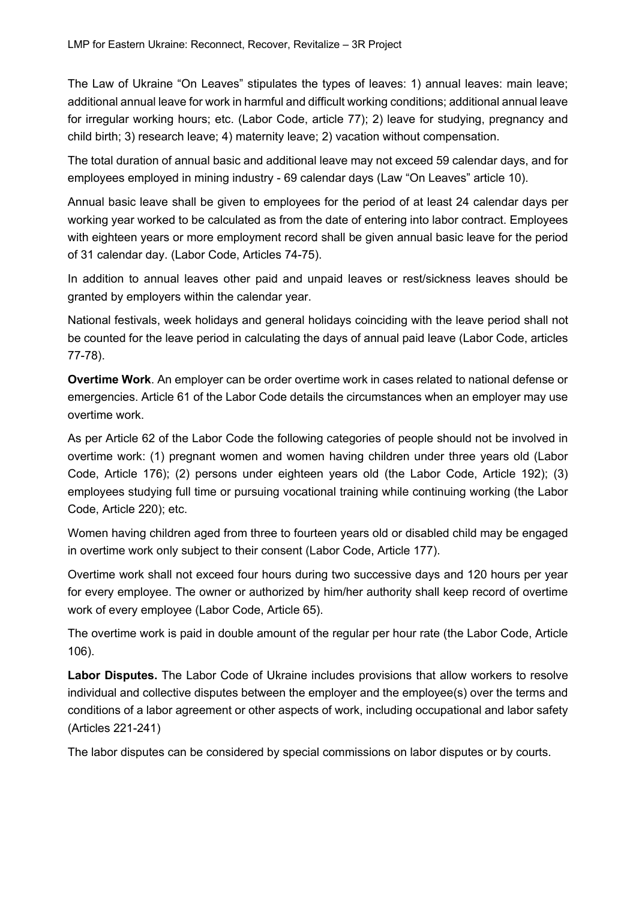The Law of Ukraine "On Leaves" stipulates the types of leaves: 1) annual leaves: main leave; additional annual leave for work in harmful and difficult working conditions; additional annual leave for irregular working hours; etc. (Labor Code, article 77); 2) leave for studying, pregnancy and child birth; 3) research leave; 4) maternity leave; 2) vacation without compensation.

The total duration of annual basic and additional leave may not exceed 59 calendar days, and for employees employed in mining industry - 69 calendar days (Law "On Leaves" article 10).

Annual basic leave shall be given to employees for the period of at least 24 calendar days per working year worked to be calculated as from the date of entering into labor contract. Employees with eighteen years or more employment record shall be given annual basic leave for the period of 31 calendar day. (Labor Code, Articles 74-75).

In addition to annual leaves other paid and unpaid leaves or rest/sickness leaves should be granted by employers within the calendar year.

National festivals, week holidays and general holidays coinciding with the leave period shall not be counted for the leave period in calculating the days of annual paid leave (Labor Code, articles 77-78).

**Overtime Work**. An employer can be order overtime work in cases related to national defense or emergencies. Article 61 of the Labor Code details the circumstances when an employer may use overtime work.

As per Article 62 of the Labor Code the following categories of people should not be involved in overtime work: (1) pregnant women and women having children under three years old (Labor Code, Article 176); (2) persons under eighteen years old (the Labor Code, Article 192); (3) employees studying full time or pursuing vocational training while continuing working (the Labor Code, Article 220); etc.

Women having children aged from three to fourteen years old or disabled child may be engaged in overtime work only subject to their consent (Labor Code, Article 177).

Overtime work shall not exceed four hours during two successive days and 120 hours per year for every employee. The owner or authorized by him/her authority shall keep record of overtime work of every employee (Labor Code, Article 65).

The overtime work is paid in double amount of the regular per hour rate (the Labor Code, Article 106).

**Labor Disputes.** The Labor Code of Ukraine includes provisions that allow workers to resolve individual and collective disputes between the employer and the employee(s) over the terms and conditions of a labor agreement or other aspects of work, including occupational and labor safety (Articles 221-241)

The labor disputes can be considered by special commissions on labor disputes or by courts.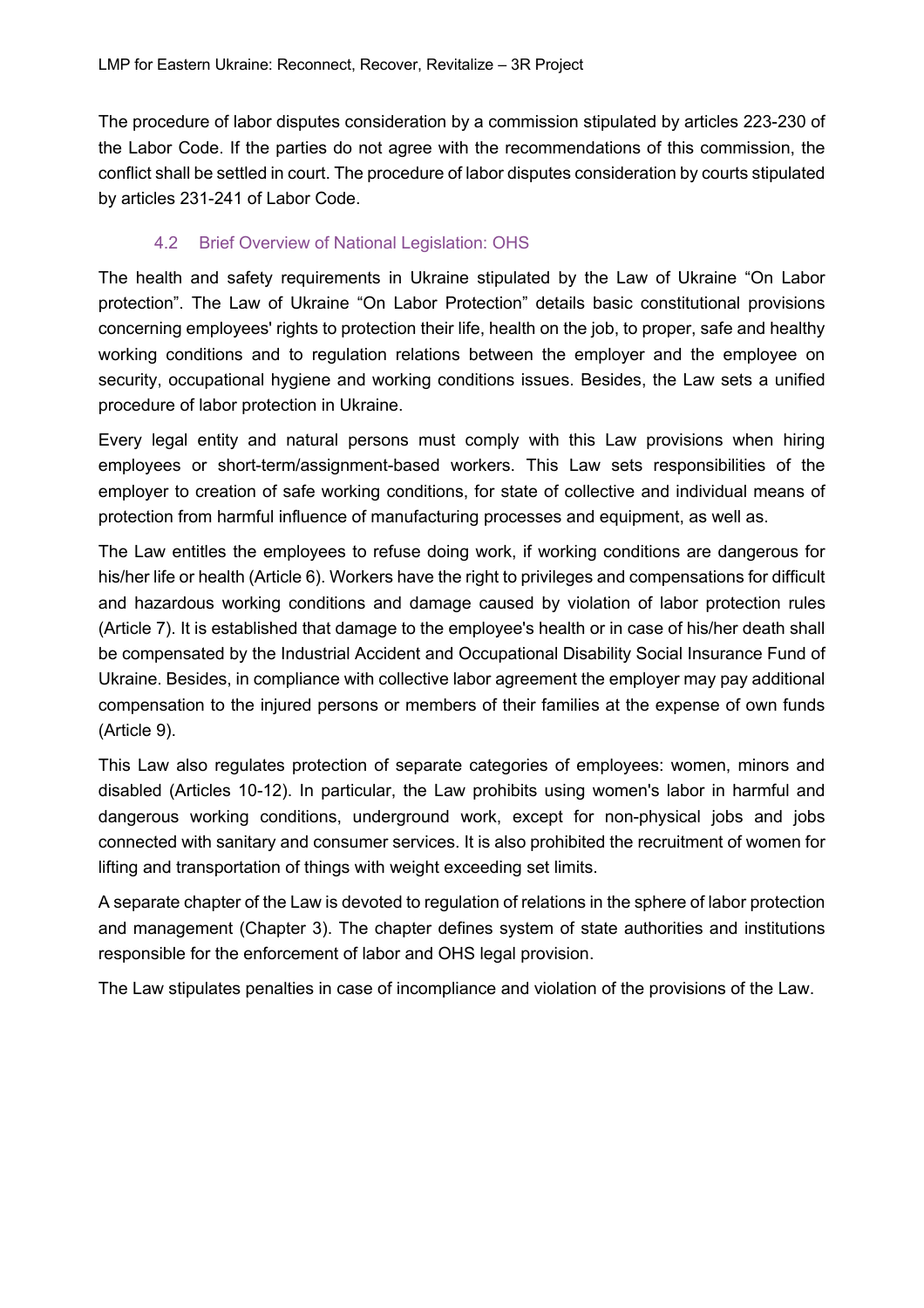The procedure of labor disputes consideration by a commission stipulated by articles 223-230 of the Labor Code. If the parties do not agree with the recommendations of this commission, the conflict shall be settled in court. The procedure of labor disputes consideration by courts stipulated by articles 231-241 of Labor Code.

### 4.2 Brief Overview of National Legislation: OHS

The health and safety requirements in Ukraine stipulated by the Law of Ukraine "On Labor protection". The Law of Ukraine "On Labor Protection" details basic constitutional provisions concerning employees' rights to protection their life, health on the job, to proper, safe and healthy working conditions and to regulation relations between the employer and the employee on security, occupational hygiene and working conditions issues. Besides, the Law sets a unified procedure of labor protection in Ukraine.

Every legal entity and natural persons must comply with this Law provisions when hiring employees or short-term/assignment-based workers. This Law sets responsibilities of the employer to creation of safe working conditions, for state of collective and individual means of protection from harmful influence of manufacturing processes and equipment, as well as.

The Law entitles the employees to refuse doing work, if working conditions are dangerous for his/her life or health (Article 6). Workers have the right to privileges and compensations for difficult and hazardous working conditions and damage caused by violation of labor protection rules (Article 7). It is established that damage to the employee's health or in case of his/her death shall be compensated by the Industrial Accident and Occupational Disability Social Insurance Fund of Ukraine. Besides, in compliance with collective labor agreement the employer may pay additional compensation to the injured persons or members of their families at the expense of own funds (Article 9).

This Law also regulates protection of separate categories of employees: women, minors and disabled (Articles 10-12). In particular, the Law prohibits using women's labor in harmful and dangerous working conditions, underground work, except for non-physical jobs and jobs connected with sanitary and consumer services. It is also prohibited the recruitment of women for lifting and transportation of things with weight exceeding set limits.

A separate chapter of the Law is devoted to regulation of relations in the sphere of labor protection and management (Chapter 3). The chapter defines system of state authorities and institutions responsible for the enforcement of labor and OHS legal provision.

The Law stipulates penalties in case of incompliance and violation of the provisions of the Law.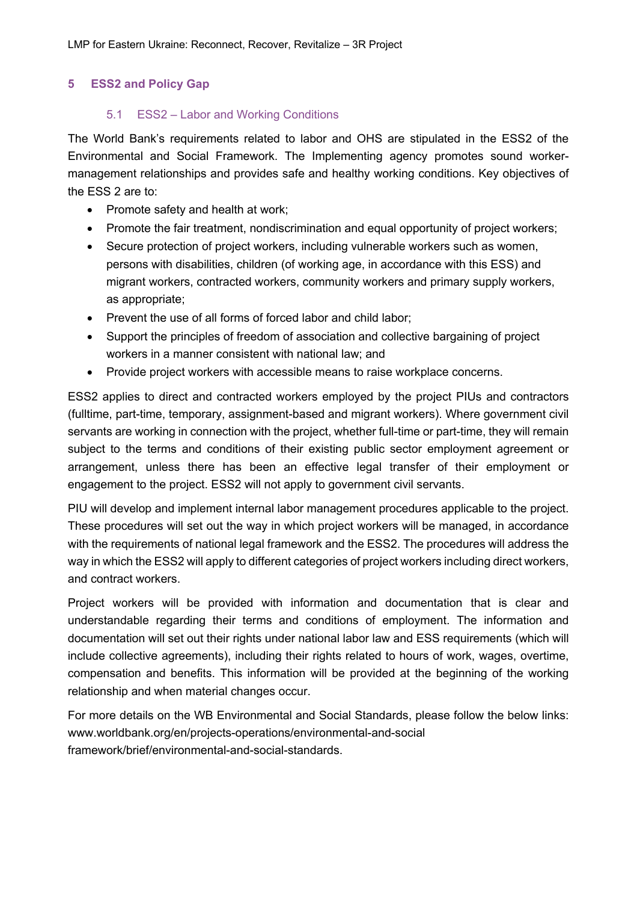## 5 ESS2 and Policy Gap

### 5.1 ESS2 – Labor and Working Conditions

The World Bank's requirements related to labor and OHS are stipulated in the ESS2 of the Environmental and Social Framework. The Implementing agency promotes sound worker-management relationships and provides safe and healthy working conditions. Key objectives of the ESS 2 are to:

- Promote safety and health at work;
- Promote the fair treatment, nondiscrimination and equal opportunity of project workers;
- Secure protection of project workers, including vulnerable workers such as women, persons with disabilities, children (of working age, in accordance with this ESS) and migrant workers, contracted workers, community workers and primary supply workers, as appropriate;
- Prevent the use of all forms of forced labor and child labor;
- Support the principles of freedom of association and collective bargaining of project workers in a manner consistent with national law; and
- Provide project workers with accessible means to raise workplace concerns.

ESS2 applies to direct and contracted workers employed by the project PIUs and contractors (fulltime, part-time, temporary, assignment-based and migrant workers). Where government civil servants are working in connection with the project, whether full-time or part-time, they will remain subject to the terms and conditions of their existing public sector employment agreement or arrangement, unless there has been an effective legal transfer of their employment or engagement to the project. ESS2 will not apply to government civil servants.

PIU will develop and implement internal labor management procedures applicable to the project. These procedures will set out the way in which project workers will be managed, in accordance with the requirements of national legal framework and the ESS2. The procedures will address the way in which the ESS2 will apply to different categories of project workers including direct workers, and contract workers.

Project workers will be provided with information and documentation that is clear and understandable regarding their terms and conditions of employment. The information and documentation will set out their rights under national labor law and ESS requirements (which will include collective agreements), including their rights related to hours of work, wages, overtime, compensation and benefits. This information will be provided at the beginning of the working relationship and when material changes occur.

For more details on the WB Environmental and Social Standards, please follow the below links: www.worldbank.org/en/projects-operations/environmental-and-social framework/brief/environmental-and-social-standards.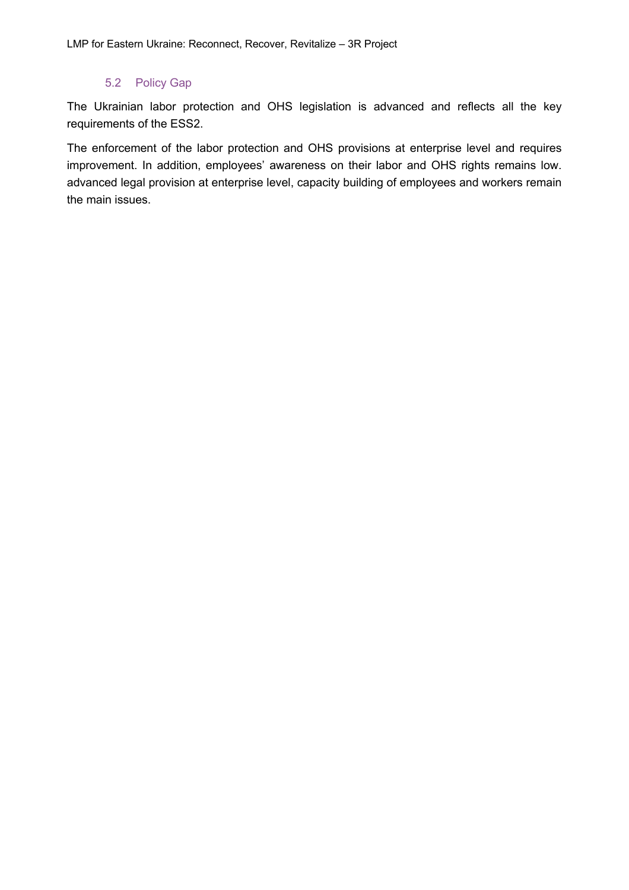### 5.2 Policy Gap

The Ukrainian labor protection and OHS legislation is advanced and reflects all the key requirements of the ESS2.

The enforcement of the labor protection and OHS provisions at enterprise level and requires improvement. In addition, employees' awareness on their labor and OHS rights remains low. advanced legal provision at enterprise level, capacity building of employees and workers remain the main issues.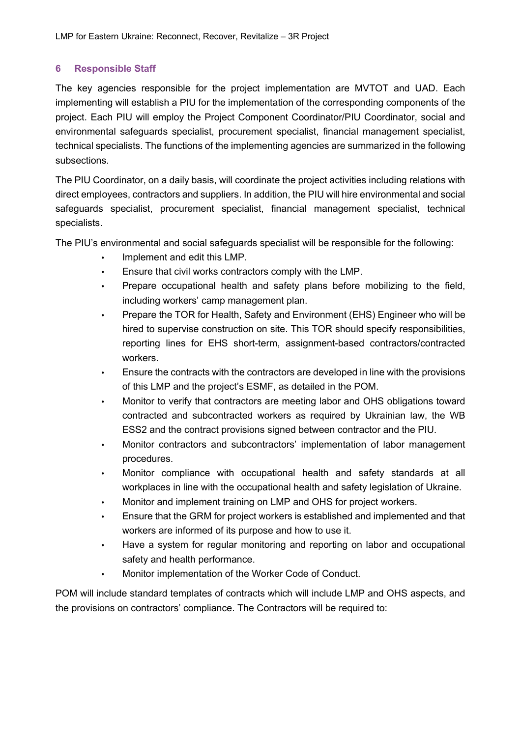## 6 Responsible Staff

The key agencies responsible for the project implementation are MVTOT and UAD. Each implementing will establish a PIU for the implementation of the corresponding components of the project. Each PIU will employ the Project Component Coordinator/PIU Coordinator, social and environmental safeguards specialist, procurement specialist, financial management specialist, technical specialists. The functions of the implementing agencies are summarized in the following subsections.

The PIU Coordinator, on a daily basis, will coordinate the project activities including relations with direct employees, contractors and suppliers. In addition, the PIU will hire environmental and social safeguards specialist, procurement specialist, financial management specialist, technical specialists.

The PIU's environmental and social safeguards specialist will be responsible for the following:

- Implement and edit this LMP.
- Ensure that civil works contractors comply with the LMP.
- Prepare occupational health and safety plans before mobilizing to the field, including workers' camp management plan.
- Prepare the TOR for Health, Safety and Environment (EHS) Engineer who will be hired to supervise construction on site. This TOR should specify responsibilities, reporting lines for EHS short-term, assignment-based contractors/contracted workers.
- Ensure the contracts with the contractors are developed in line with the provisions of this LMP and the project's ESMF, as detailed in the POM.
- Monitor to verify that contractors are meeting labor and OHS obligations toward contracted and subcontracted workers as required by Ukrainian law, the WB ESS2 and the contract provisions signed between contractor and the PIU.
- Monitor contractors and subcontractors' implementation of labor management procedures.
- Monitor compliance with occupational health and safety standards at all workplaces in line with the occupational health and safety legislation of Ukraine.
- Monitor and implement training on LMP and OHS for project workers.
- Ensure that the GRM for project workers is established and implemented and that workers are informed of its purpose and how to use it.
- Have a system for regular monitoring and reporting on labor and occupational safety and health performance.
- Monitor implementation of the Worker Code of Conduct.

POM will include standard templates of contracts which will include LMP and OHS aspects, and the provisions on contractors' compliance. The Contractors will be required to: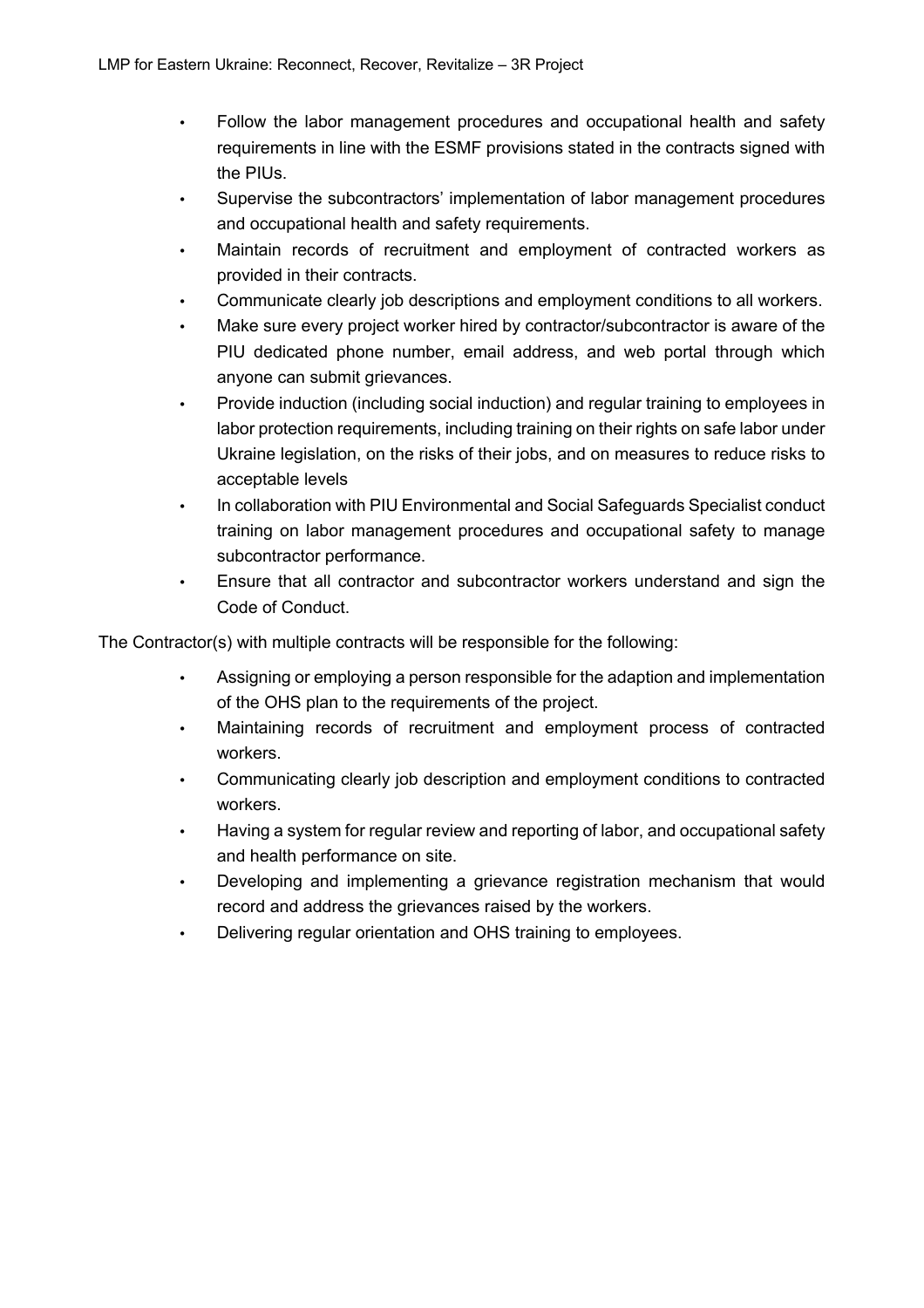- Follow the labor management procedures and occupational health and safety requirements in line with the ESMF provisions stated in the contracts signed with the PIUs.
- Supervise the subcontractors' implementation of labor management procedures and occupational health and safety requirements.
- Maintain records of recruitment and employment of contracted workers as provided in their contracts.
- Communicate clearly job descriptions and employment conditions to all workers.
- Make sure every project worker hired by contractor/subcontractor is aware of the PIU dedicated phone number, email address, and web portal through which anyone can submit grievances.
- Provide induction (including social induction) and regular training to employees in labor protection requirements, including training on their rights on safe labor under Ukraine legislation, on the risks of their jobs, and on measures to reduce risks to acceptable levels
- In collaboration with PIU Environmental and Social Safeguards Specialist conduct training on labor management procedures and occupational safety to manage subcontractor performance.
- Ensure that all contractor and subcontractor workers understand and sign the Code of Conduct.

The Contractor(s) with multiple contracts will be responsible for the following:

- Assigning or employing a person responsible for the adaption and implementation of the OHS plan to the requirements of the project.
- Maintaining records of recruitment and employment process of contracted workers.
- Communicating clearly job description and employment conditions to contracted workers.
- Having a system for regular review and reporting of labor, and occupational safety and health performance on site.
- Developing and implementing a grievance registration mechanism that would record and address the grievances raised by the workers.
- Delivering regular orientation and OHS training to employees.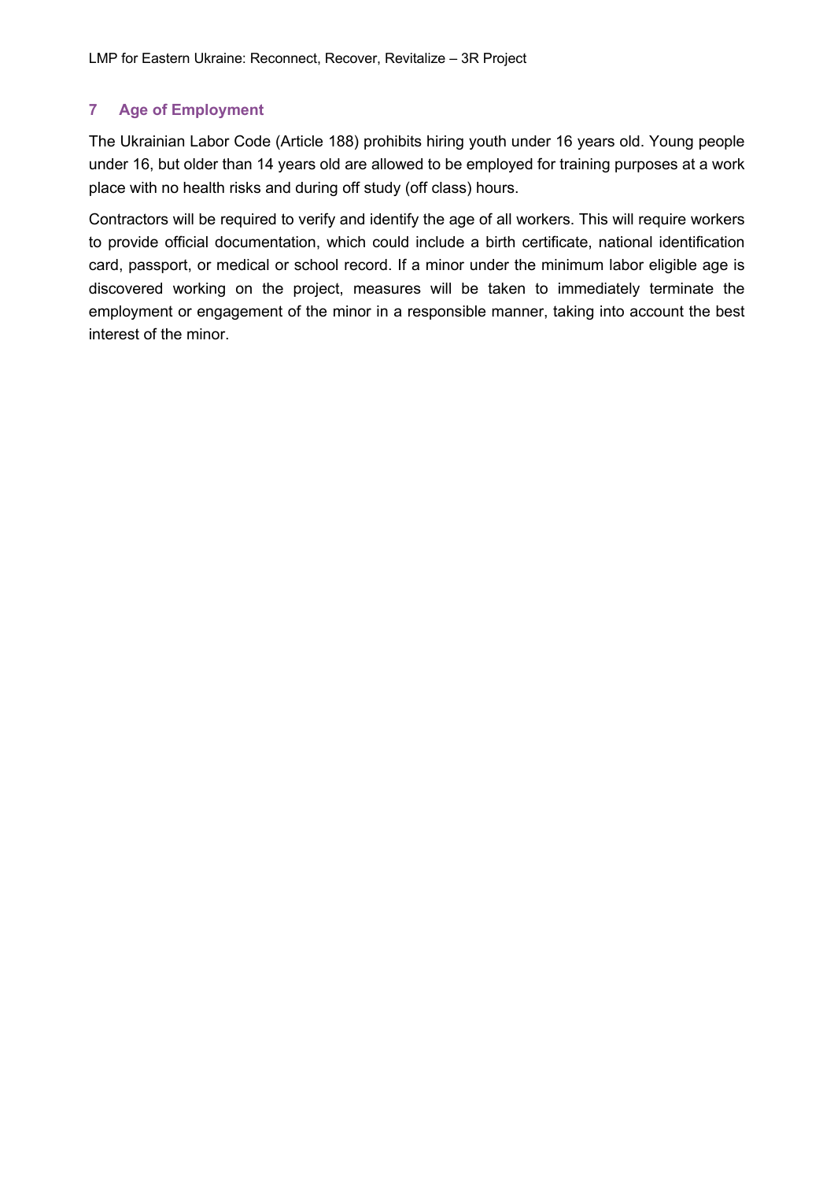## 7 Age of Employment

The Ukrainian Labor Code (Article 188) prohibits hiring youth under 16 years old. Young people under 16, but older than 14 years old are allowed to be employed for training purposes at a work place with no health risks and during off study (off class) hours.

Contractors will be required to verify and identify the age of all workers. This will require workers to provide official documentation, which could include a birth certificate, national identification card, passport, or medical or school record. If a minor under the minimum labor eligible age is discovered working on the project, measures will be taken to immediately terminate the employment or engagement of the minor in a responsible manner, taking into account the best interest of the minor.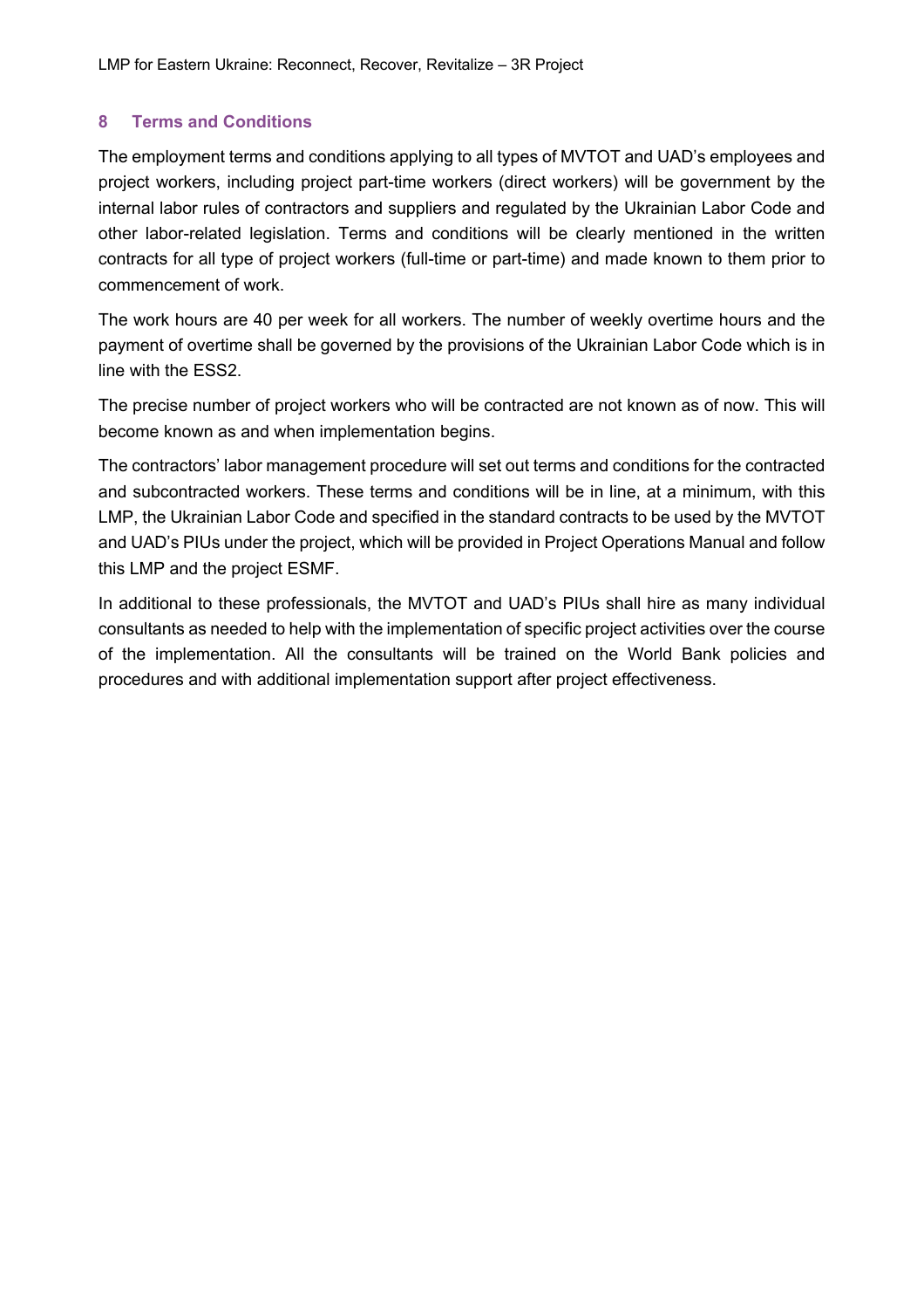## 8 Terms and Conditions

The employment terms and conditions applying to all types of MVTOT and UAD's employees and project workers, including project part-time workers (direct workers) will be government by the internal labor rules of contractors and suppliers and regulated by the Ukrainian Labor Code and other labor-related legislation. Terms and conditions will be clearly mentioned in the written contracts for all type of project workers (full-time or part-time) and made known to them prior to commencement of work.

The work hours are 40 per week for all workers. The number of weekly overtime hours and the payment of overtime shall be governed by the provisions of the Ukrainian Labor Code which is in line with the ESS2.

The precise number of project workers who will be contracted are not known as of now. This will become known as and when implementation begins.

The contractors' labor management procedure will set out terms and conditions for the contracted and subcontracted workers. These terms and conditions will be in line, at a minimum, with this LMP, the Ukrainian Labor Code and specified in the standard contracts to be used by the MVTOT and UAD's PIUs under the project, which will be provided in Project Operations Manual and follow this LMP and the project ESMF.

In additional to these professionals, the MVTOT and UAD's PIUs shall hire as many individual consultants as needed to help with the implementation of specific project activities over the course of the implementation. All the consultants will be trained on the World Bank policies and procedures and with additional implementation support after project effectiveness.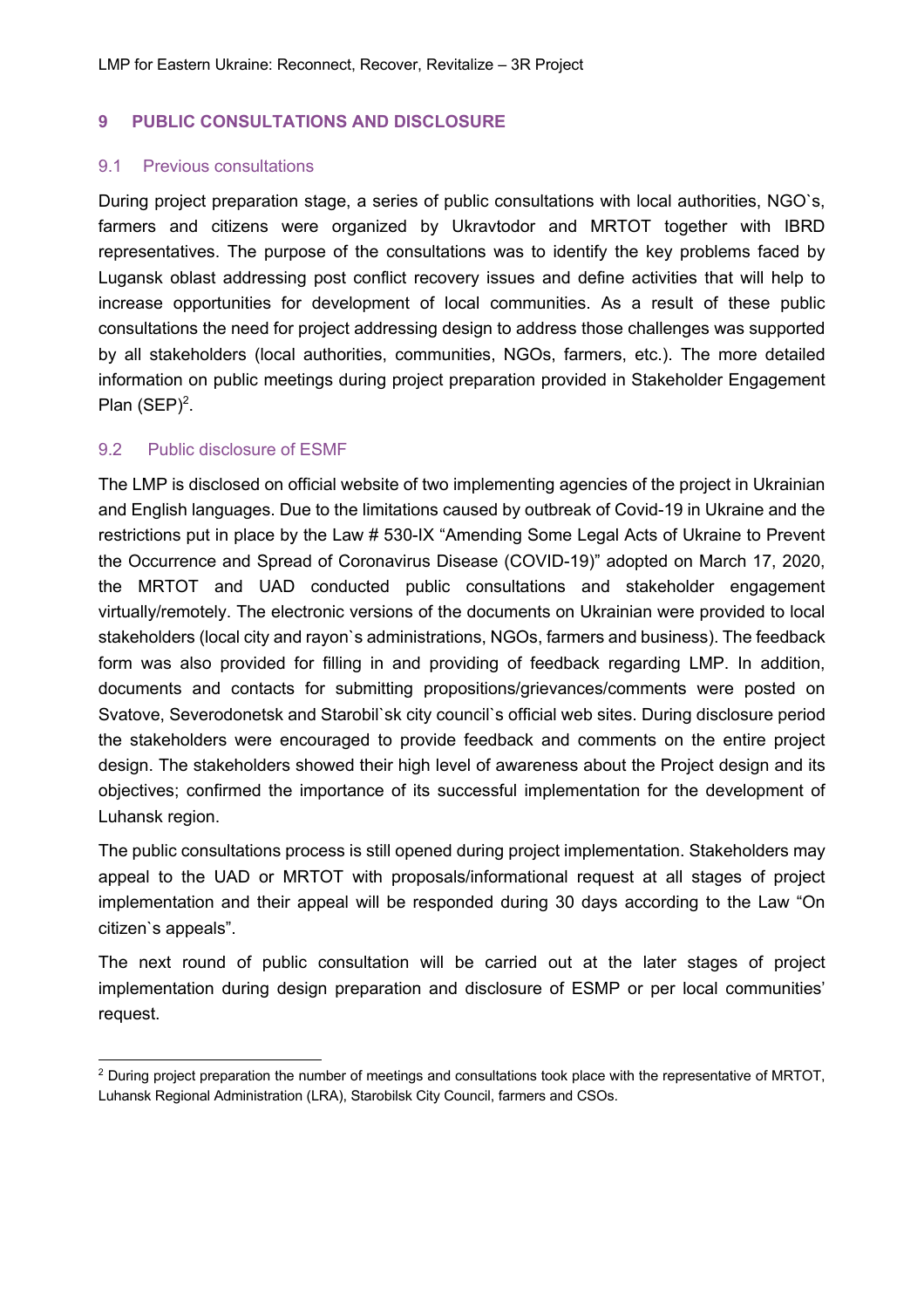## 9 PUBLIC CONSULTATIONS AND DISCLOSURE

### 9.1 Previous consultations

During project preparation stage, a series of public consultations with local authorities, NGO`s, farmers and citizens were organized by Ukravtodor and MRTOT together with IBRD representatives. The purpose of the consultations was to identify the key problems faced by Lugansk oblast addressing post conflict recovery issues and define activities that will help to increase opportunities for development of local communities. As a result of these public consultations the need for project addressing design to address those challenges was supported by all stakeholders (local authorities, communities, NGOs, farmers, etc.). The more detailed information on public meetings during project preparation provided in Stakeholder Engagement Plan (SEP)[2].

### 9.2 Public disclosure of ESMF

The LMP is disclosed on official website of two implementing agencies of the project in Ukrainian and English languages. Due to the limitations caused by outbreak of Covid-19 in Ukraine and the restrictions put in place by the Law # 530-IX "Amending Some Legal Acts of Ukraine to Prevent the Occurrence and Spread of Coronavirus Disease (COVID-19)" adopted on March 17, 2020, the MRTOT and UAD conducted public consultations and stakeholder engagement virtually/remotely. The electronic versions of the documents on Ukrainian were provided to local stakeholders (local city and rayon`s administrations, NGOs, farmers and business). The feedback form was also provided for filling in and providing of feedback regarding LMP. In addition, documents and contacts for submitting propositions/grievances/comments were posted on Svatove, Severodonetsk and Starobil`sk city council`s official web sites. During disclosure period the stakeholders were encouraged to provide feedback and comments on the entire project design. The stakeholders showed their high level of awareness about the Project design and its objectives; confirmed the importance of its successful implementation for the development of Luhansk region.

The public consultations process is still opened during project implementation. Stakeholders may appeal to the UAD or MRTOT with proposals/informational request at all stages of project implementation and their appeal will be responded during 30 days according to the Law "On citizen`s appeals".

The next round of public consultation will be carried out at the later stages of project implementation during design preparation and disclosure of ESMP or per local communities' request.

[2] During project preparation the number of meetings and consultations took place with the representative of MRTOT, Luhansk Regional Administration (LRA), Starobilsk City Council, farmers and CSOs.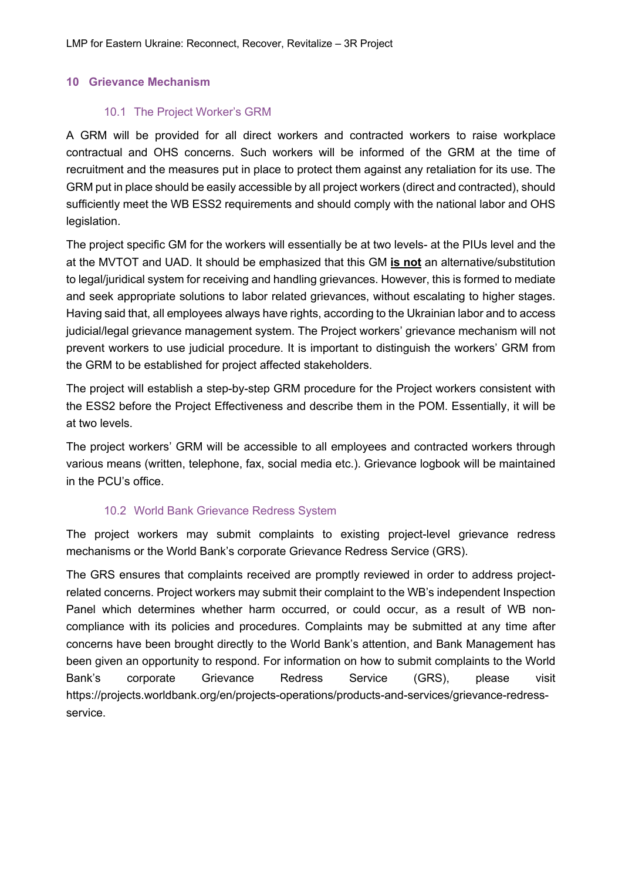## 10 Grievance Mechanism

### 10.1 The Project Worker's GRM

A GRM will be provided for all direct workers and contracted workers to raise workplace contractual and OHS concerns. Such workers will be informed of the GRM at the time of recruitment and the measures put in place to protect them against any retaliation for its use. The GRM put in place should be easily accessible by all project workers (direct and contracted), should sufficiently meet the WB ESS2 requirements and should comply with the national labor and OHS legislation.

The project specific GM for the workers will essentially be at two levels- at the PIUs level and the at the MVTOT and UAD. It should be emphasized that this GM **is not** an alternative/substitution to legal/juridical system for receiving and handling grievances. However, this is formed to mediate and seek appropriate solutions to labor related grievances, without escalating to higher stages. Having said that, all employees always have rights, according to the Ukrainian labor and to access judicial/legal grievance management system. The Project workers' grievance mechanism will not prevent workers to use judicial procedure. It is important to distinguish the workers' GRM from the GRM to be established for project affected stakeholders.

The project will establish a step-by-step GRM procedure for the Project workers consistent with the ESS2 before the Project Effectiveness and describe them in the POM. Essentially, it will be at two levels.

The project workers' GRM will be accessible to all employees and contracted workers through various means (written, telephone, fax, social media etc.). Grievance logbook will be maintained in the PCU's office.

### 10.2 World Bank Grievance Redress System

The project workers may submit complaints to existing project-level grievance redress mechanisms or the World Bank's corporate Grievance Redress Service (GRS).

The GRS ensures that complaints received are promptly reviewed in order to address project-related concerns. Project workers may submit their complaint to the WB's independent Inspection Panel which determines whether harm occurred, or could occur, as a result of WB non-compliance with its policies and procedures. Complaints may be submitted at any time after concerns have been brought directly to the World Bank's attention, and Bank Management has been given an opportunity to respond. For information on how to submit complaints to the World Bank's corporate Grievance Redress Service (GRS), please visit https://projects.worldbank.org/en/projects-operations/products-and-services/grievance-redress-service.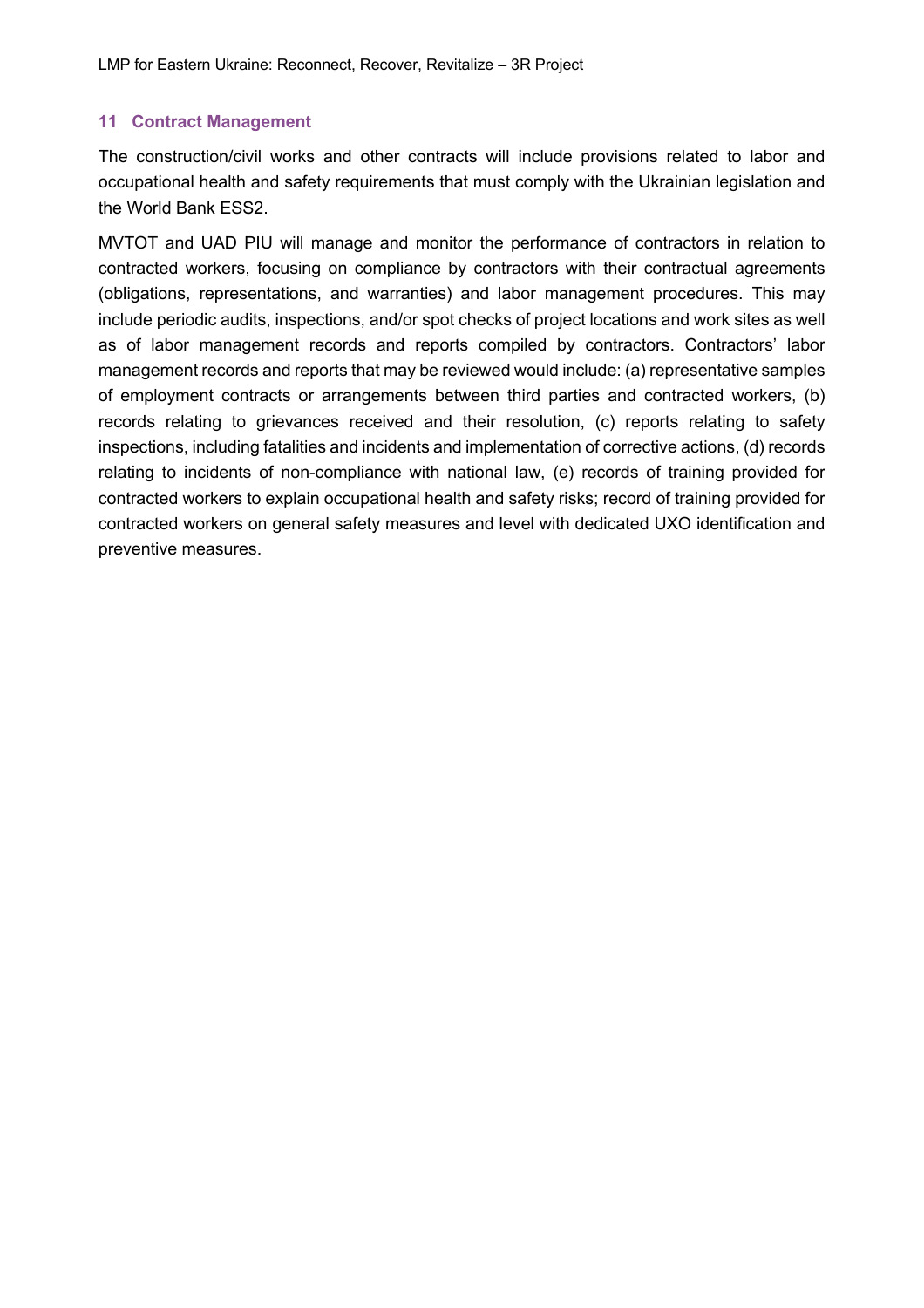## 11 Contract Management

The construction/civil works and other contracts will include provisions related to labor and occupational health and safety requirements that must comply with the Ukrainian legislation and the World Bank ESS2.

MVTOT and UAD PIU will manage and monitor the performance of contractors in relation to contracted workers, focusing on compliance by contractors with their contractual agreements (obligations, representations, and warranties) and labor management procedures. This may include periodic audits, inspections, and/or spot checks of project locations and work sites as well as of labor management records and reports compiled by contractors. Contractors' labor management records and reports that may be reviewed would include: (a) representative samples of employment contracts or arrangements between third parties and contracted workers, (b) records relating to grievances received and their resolution, (c) reports relating to safety inspections, including fatalities and incidents and implementation of corrective actions, (d) records relating to incidents of non-compliance with national law, (e) records of training provided for contracted workers to explain occupational health and safety risks; record of training provided for contracted workers on general safety measures and level with dedicated UXO identification and preventive measures.